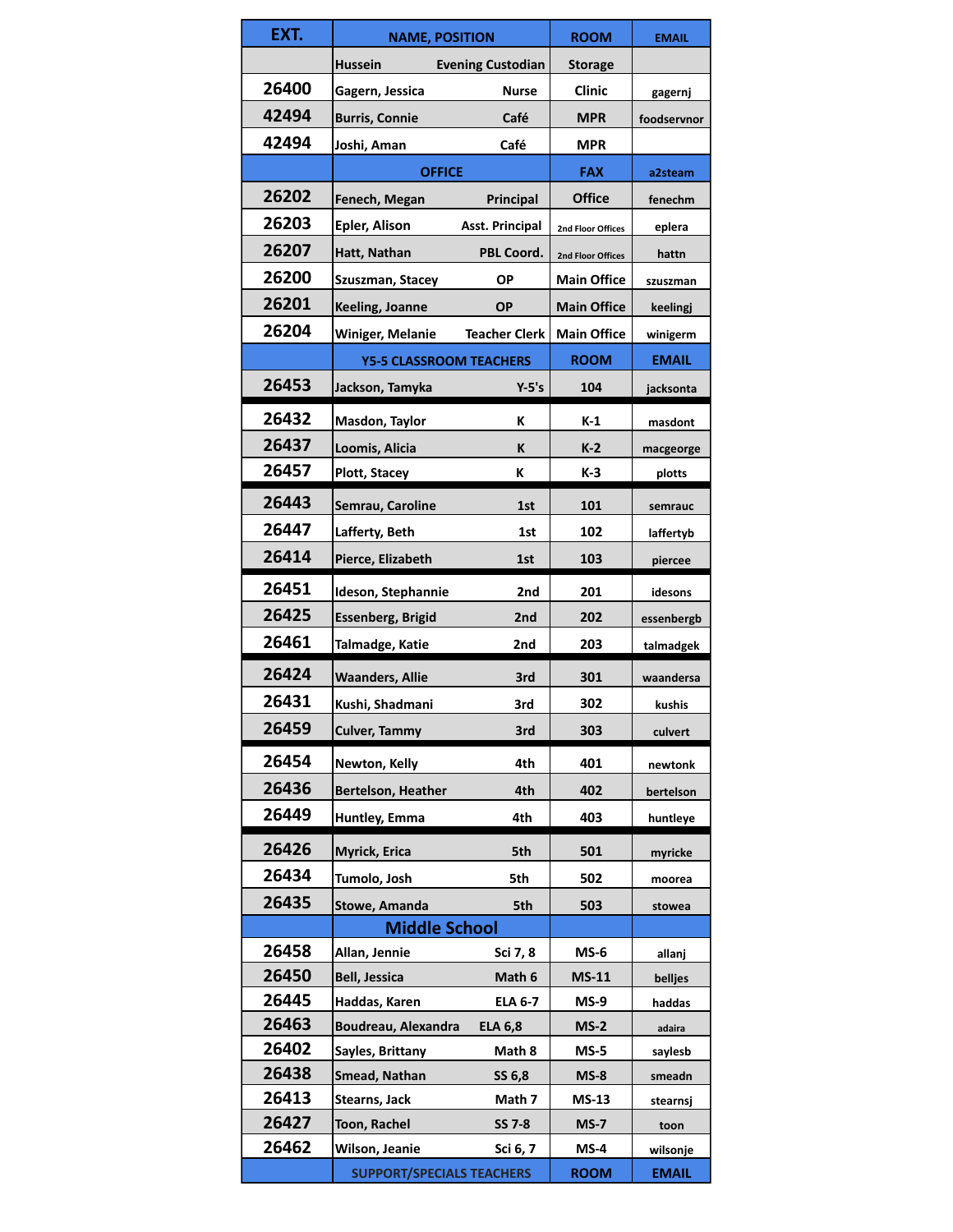| EXT. | NAME, POSITION | | ROOM | EMAIL |
|---|---|---|---|---|
| | Hussein | Evening Custodian | Storage | |
| 26400 | Gagern, Jessica | Nurse | Clinic | gagernj |
| 42494 | Burris, Connie | Café | MPR | foodservnor |
| 42494 | Joshi, Aman | Café | MPR | |
| | OFFICE | | FAX | a2steam |
| 26202 | Fenech, Megan | Principal | Office | fenechm |
| 26203 | Epler, Alison | Asst. Principal | 2nd Floor Offices | eplera |
| 26207 | Hatt, Nathan | PBL Coord. | 2nd Floor Offices | hattn |
| 26200 | Szuszman, Stacey | OP | Main Office | szuszman |
| 26201 | Keeling, Joanne | OP | Main Office | keelingj |
| 26204 | Winiger, Melanie | Teacher Clerk | Main Office | winigerm |
| | Y5-5 CLASSROOM TEACHERS | | ROOM | EMAIL |
| 26453 | Jackson, Tamyka | Y-5's | 104 | jacksonta |
| 26432 | Masdon, Taylor | K | K-1 | masdont |
| 26437 | Loomis, Alicia | K | K-2 | macgeorge |
| 26457 | Plott, Stacey | K | K-3 | plotts |
| 26443 | Semrau, Caroline | 1st | 101 | semrauc |
| 26447 | Lafferty, Beth | 1st | 102 | laffertyb |
| 26414 | Pierce, Elizabeth | 1st | 103 | piercee |
| 26451 | Ideson, Stephannie | 2nd | 201 | idesons |
| 26425 | Essenberg, Brigid | 2nd | 202 | essenbergb |
| 26461 | Talmadge, Katie | 2nd | 203 | talmadgek |
| 26424 | Waanders, Allie | 3rd | 301 | waandersa |
| 26431 | Kushi, Shadmani | 3rd | 302 | kushis |
| 26459 | Culver, Tammy | 3rd | 303 | culvert |
| 26454 | Newton, Kelly | 4th | 401 | newtonk |
| 26436 | Bertelson, Heather | 4th | 402 | bertelson |
| 26449 | Huntley, Emma | 4th | 403 | huntleye |
| 26426 | Myrick, Erica | 5th | 501 | myricke |
| 26434 | Tumolo, Josh | 5th | 502 | moorea |
| 26435 | Stowe, Amanda | 5th | 503 | stowea |
| | Middle School | | | |
| 26458 | Allan, Jennie | Sci 7, 8 | MS-6 | allanj |
| 26450 | Bell, Jessica | Math 6 | MS-11 | belljes |
| 26445 | Haddas, Karen | ELA 6-7 | MS-9 | haddas |
| 26463 | Boudreau, Alexandra | ELA 6,8 | MS-2 | adaira |
| 26402 | Sayles, Brittany | Math 8 | MS-5 | saylesb |
| 26438 | Smead, Nathan | SS 6,8 | MS-8 | smeadn |
| 26413 | Stearns, Jack | Math 7 | MS-13 | stearnsj |
| 26427 | Toon, Rachel | SS 7-8 | MS-7 | toon |
| 26462 | Wilson, Jeanie | Sci 6, 7 | MS-4 | wilsonje |
| | SUPPORT/SPECIALS TEACHERS | | ROOM | EMAIL |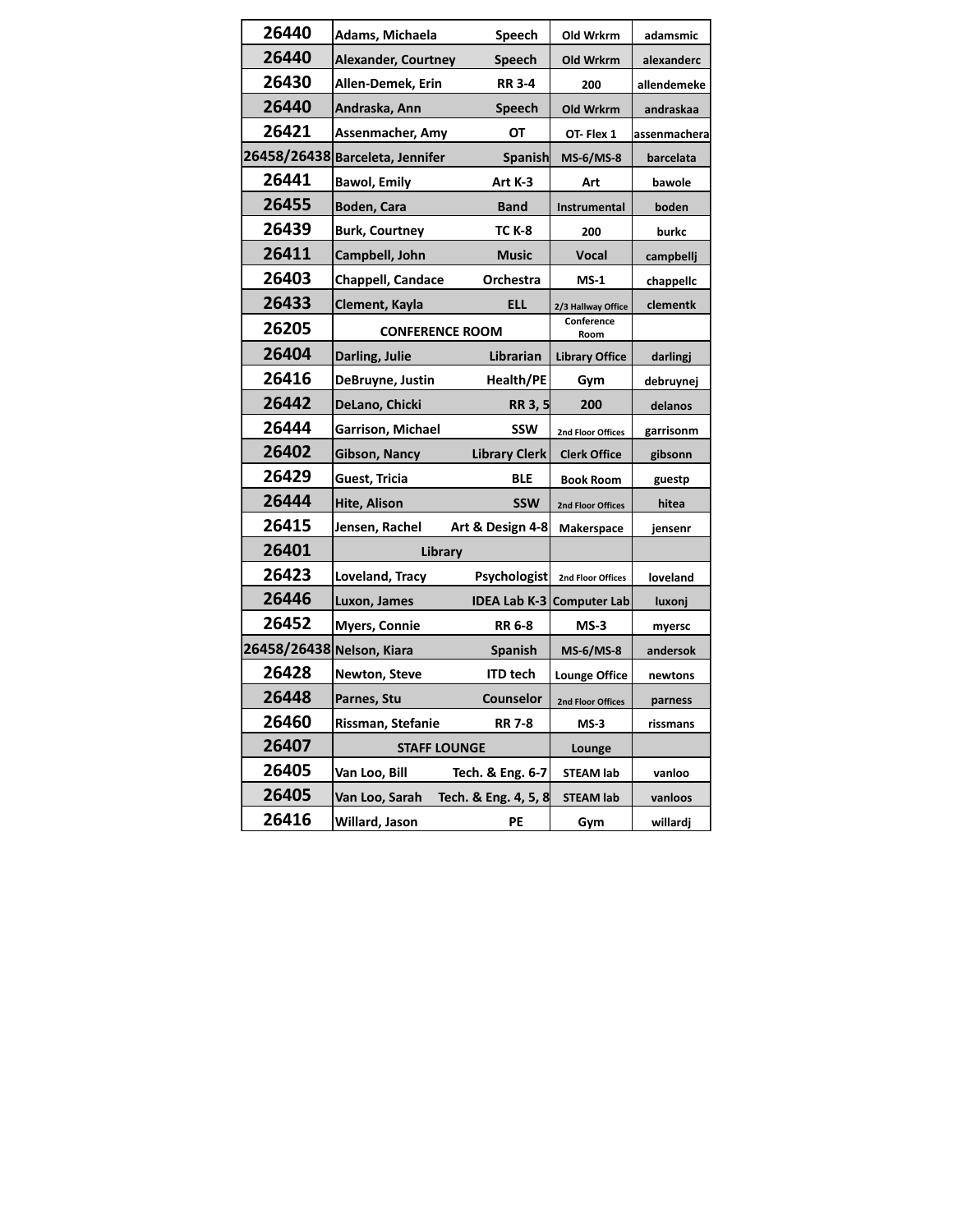| | | | | |
|---|---|---|---|---|
| 26440 | Adams, Michaela | Speech | Old Wrkrm | adamsmic |
| 26440 | Alexander, Courtney | Speech | Old Wrkrm | alexanderc |
| 26430 | Allen-Demek, Erin | RR 3-4 | 200 | allendemeke |
| 26440 | Andraska, Ann | Speech | Old Wrkrm | andraskaa |
| 26421 | Assenmacher, Amy | OT | OT- Flex 1 | assenmachera |
| 26458/26438 | Barceleta, Jennifer | Spanish | MS-6/MS-8 | barcelata |
| 26441 | Bawol, Emily | Art K-3 | Art | bawole |
| 26455 | Boden, Cara | Band | Instrumental | boden |
| 26439 | Burk, Courtney | TC K-8 | 200 | burkc |
| 26411 | Campbell, John | Music | Vocal | campbellj |
| 26403 | Chappell, Candace | Orchestra | MS-1 | chappellc |
| 26433 | Clement, Kayla | ELL | 2/3 Hallway Office | clementk |
| 26205 | CONFERENCE ROOM | | Conference Room | |
| 26404 | Darling, Julie | Librarian | Library Office | darlingj |
| 26416 | DeBruyne, Justin | Health/PE | Gym | debruynej |
| 26442 | DeLano, Chicki | RR 3, 5 | 200 | delanos |
| 26444 | Garrison, Michael | SSW | 2nd Floor Offices | garrisonm |
| 26402 | Gibson, Nancy | Library Clerk | Clerk Office | gibsonn |
| 26429 | Guest, Tricia | BLE | Book Room | guestp |
| 26444 | Hite, Alison | SSW | 2nd Floor Offices | hitea |
| 26415 | Jensen, Rachel | Art & Design 4-8 | Makerspace | jensenr |
| 26401 | Library | | | |
| 26423 | Loveland, Tracy | Psychologist | 2nd Floor Offices | loveland |
| 26446 | Luxon, James | IDEA Lab K-3 | Computer Lab | luxonj |
| 26452 | Myers, Connie | RR 6-8 | MS-3 | myersc |
| 26458/26438 | Nelson, Kiara | Spanish | MS-6/MS-8 | andersok |
| 26428 | Newton, Steve | ITD tech | Lounge Office | newtons |
| 26448 | Parnes, Stu | Counselor | 2nd Floor Offices | parness |
| 26460 | Rissman, Stefanie | RR 7-8 | MS-3 | rissmans |
| 26407 | STAFF LOUNGE | | Lounge | |
| 26405 | Van Loo, Bill | Tech. & Eng. 6-7 | STEAM lab | vanloo |
| 26405 | Van Loo, Sarah | Tech. & Eng. 4, 5, 8 | STEAM lab | vanloos |
| 26416 | Willard, Jason | PE | Gym | willardj |